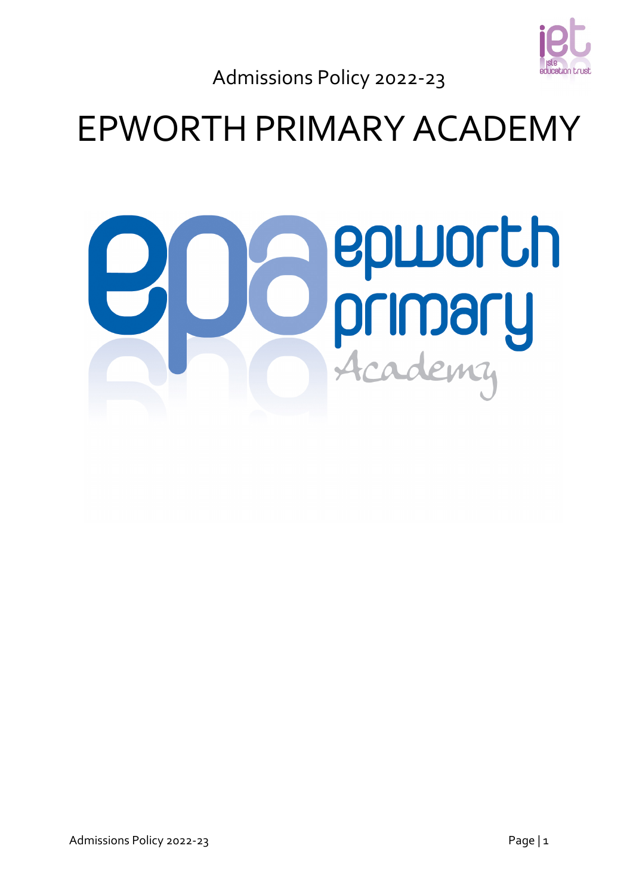Admissions Policy 2022-23

# EPWORTH PRIMARY ACADEMY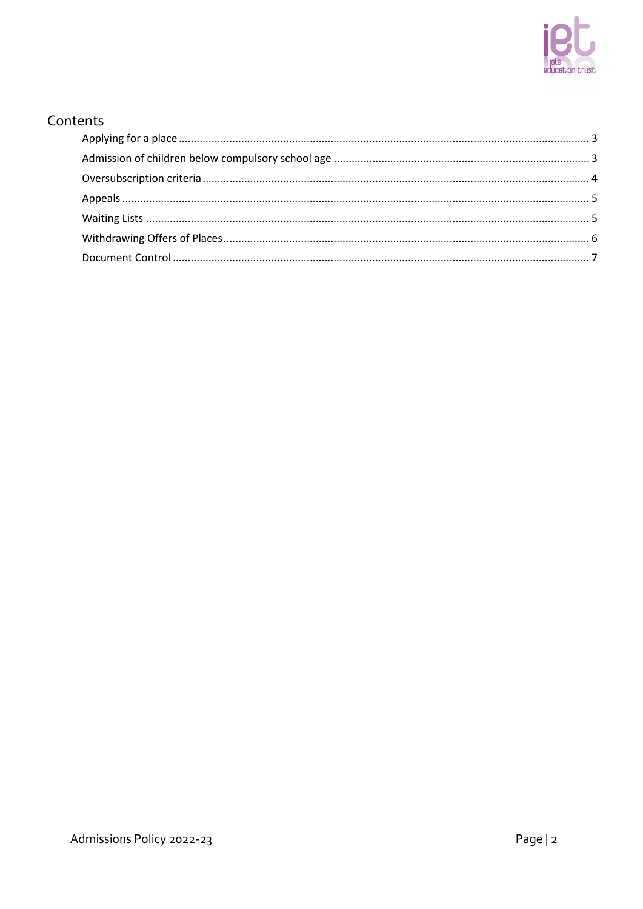## Contents

- Applying for a place ........ 3
- Admission of children below compulsory school age ........ 3
- Oversubscription criteria ........ 4
- Appeals ........ 5
- Waiting Lists ........ 5
- Withdrawing Offers of Places ........ 6
- Document Control ........ 7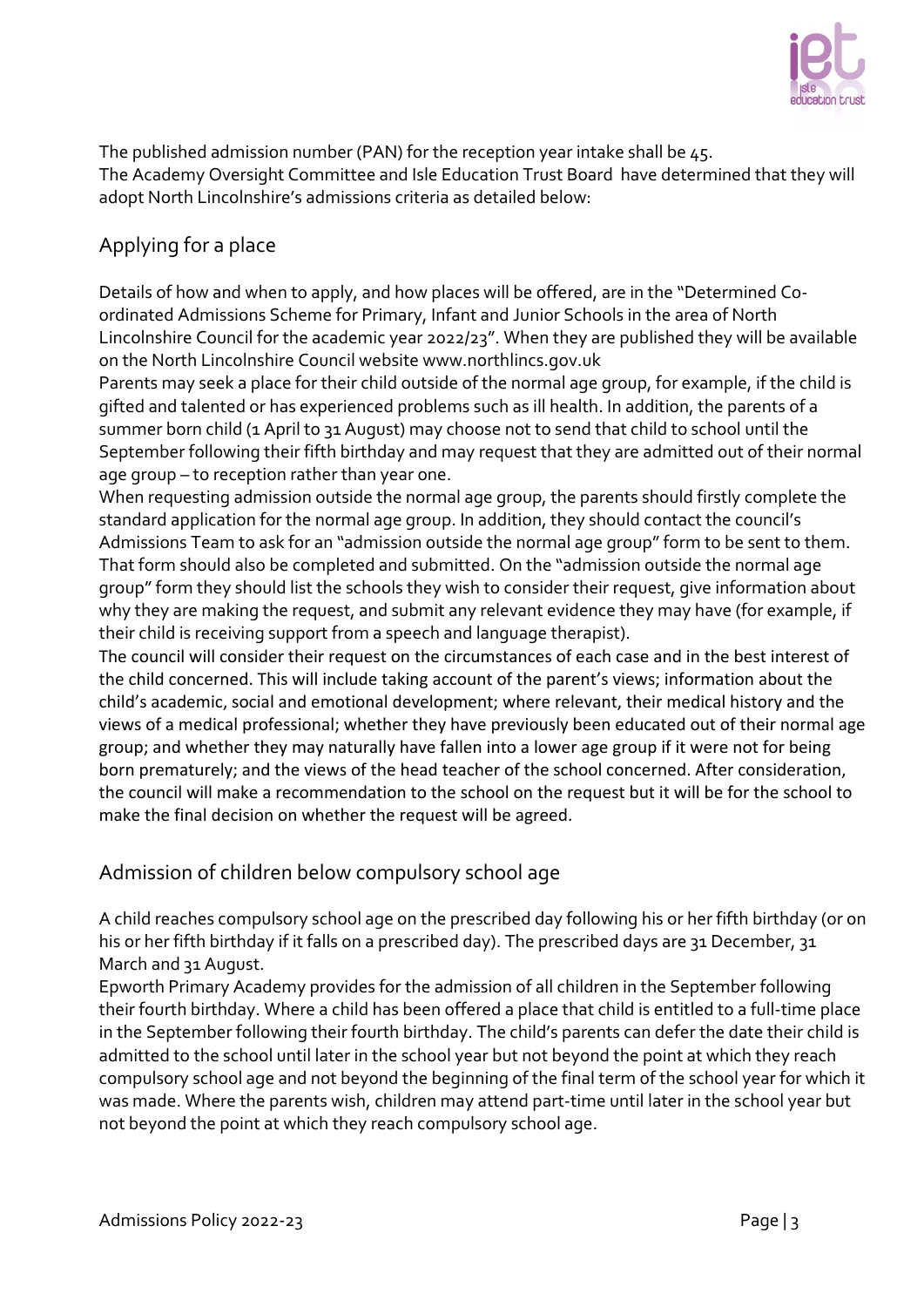The published admission number (PAN) for the reception year intake shall be 45.
The Academy Oversight Committee and Isle Education Trust Board have determined that they will adopt North Lincolnshire's admissions criteria as detailed below:

## Applying for a place

Details of how and when to apply, and how places will be offered, are in the "Determined Co-ordinated Admissions Scheme for Primary, Infant and Junior Schools in the area of North Lincolnshire Council for the academic year 2022/23". When they are published they will be available on the North Lincolnshire Council website www.northlincs.gov.uk
Parents may seek a place for their child outside of the normal age group, for example, if the child is gifted and talented or has experienced problems such as ill health. In addition, the parents of a summer born child (1 April to 31 August) may choose not to send that child to school until the September following their fifth birthday and may request that they are admitted out of their normal age group – to reception rather than year one.
When requesting admission outside the normal age group, the parents should firstly complete the standard application for the normal age group. In addition, they should contact the council's Admissions Team to ask for an "admission outside the normal age group" form to be sent to them. That form should also be completed and submitted. On the "admission outside the normal age group" form they should list the schools they wish to consider their request, give information about why they are making the request, and submit any relevant evidence they may have (for example, if their child is receiving support from a speech and language therapist).
The council will consider their request on the circumstances of each case and in the best interest of the child concerned. This will include taking account of the parent's views; information about the child's academic, social and emotional development; where relevant, their medical history and the views of a medical professional; whether they have previously been educated out of their normal age group; and whether they may naturally have fallen into a lower age group if it were not for being born prematurely; and the views of the head teacher of the school concerned. After consideration, the council will make a recommendation to the school on the request but it will be for the school to make the final decision on whether the request will be agreed.

## Admission of children below compulsory school age

A child reaches compulsory school age on the prescribed day following his or her fifth birthday (or on his or her fifth birthday if it falls on a prescribed day). The prescribed days are 31 December, 31 March and 31 August.
Epworth Primary Academy provides for the admission of all children in the September following their fourth birthday. Where a child has been offered a place that child is entitled to a full-time place in the September following their fourth birthday. The child's parents can defer the date their child is admitted to the school until later in the school year but not beyond the point at which they reach compulsory school age and not beyond the beginning of the final term of the school year for which it was made. Where the parents wish, children may attend part-time until later in the school year but not beyond the point at which they reach compulsory school age.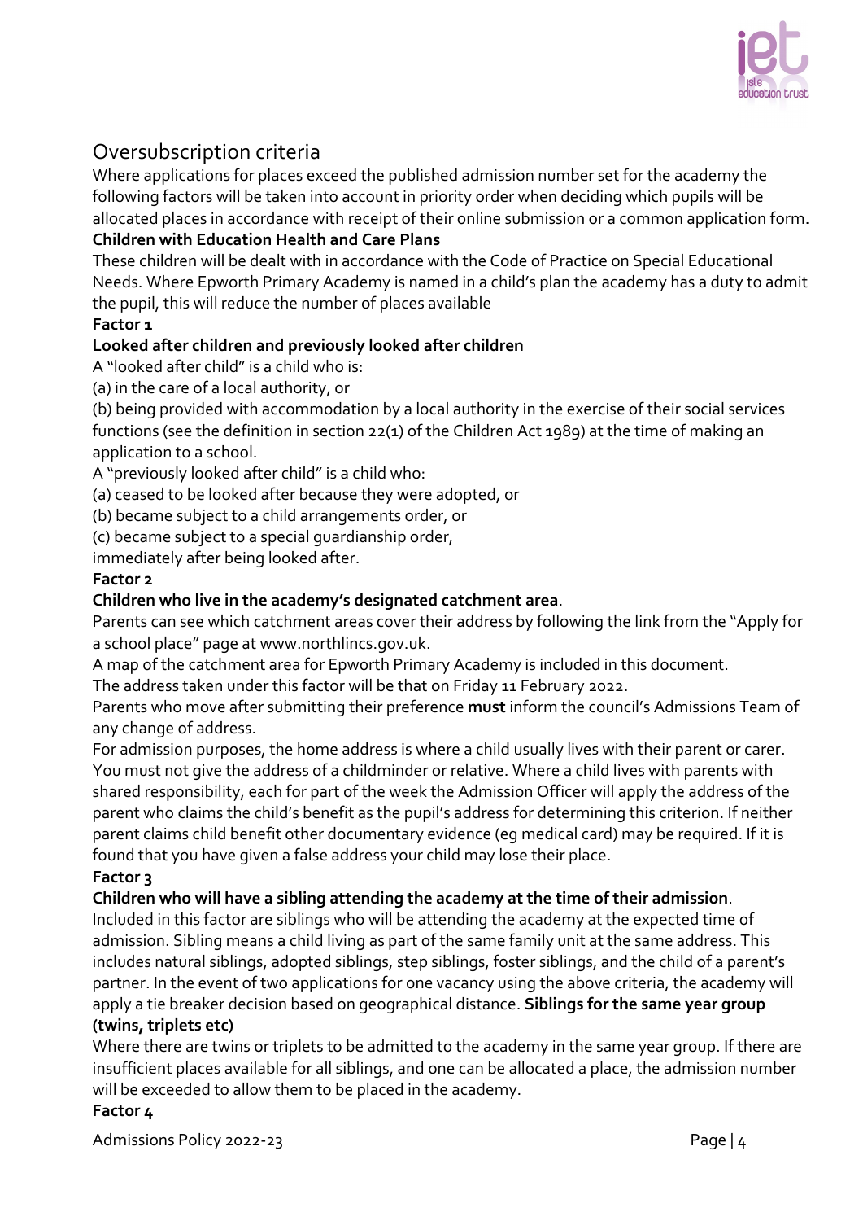## Oversubscription criteria

Where applications for places exceed the published admission number set for the academy the following factors will be taken into account in priority order when deciding which pupils will be allocated places in accordance with receipt of their online submission or a common application form.

**Children with Education Health and Care Plans**

These children will be dealt with in accordance with the Code of Practice on Special Educational Needs. Where Epworth Primary Academy is named in a child's plan the academy has a duty to admit the pupil, this will reduce the number of places available

**Factor 1**

**Looked after children and previously looked after children**

A "looked after child" is a child who is:

(a) in the care of a local authority, or

(b) being provided with accommodation by a local authority in the exercise of their social services functions (see the definition in section 22(1) of the Children Act 1989) at the time of making an application to a school.

A "previously looked after child" is a child who:

(a) ceased to be looked after because they were adopted, or

(b) became subject to a child arrangements order, or

(c) became subject to a special guardianship order,

immediately after being looked after.

**Factor 2**

**Children who live in the academy's designated catchment area**.

Parents can see which catchment areas cover their address by following the link from the "Apply for a school place" page at www.northlincs.gov.uk.

A map of the catchment area for Epworth Primary Academy is included in this document.

The address taken under this factor will be that on Friday 11 February 2022.

Parents who move after submitting their preference **must** inform the council's Admissions Team of any change of address.

For admission purposes, the home address is where a child usually lives with their parent or carer. You must not give the address of a childminder or relative. Where a child lives with parents with shared responsibility, each for part of the week the Admission Officer will apply the address of the parent who claims the child's benefit as the pupil's address for determining this criterion. If neither parent claims child benefit other documentary evidence (eg medical card) may be required. If it is found that you have given a false address your child may lose their place.

**Factor 3**

**Children who will have a sibling attending the academy at the time of their admission**.

Included in this factor are siblings who will be attending the academy at the expected time of admission. Sibling means a child living as part of the same family unit at the same address. This includes natural siblings, adopted siblings, step siblings, foster siblings, and the child of a parent's partner. In the event of two applications for one vacancy using the above criteria, the academy will apply a tie breaker decision based on geographical distance. **Siblings for the same year group (twins, triplets etc)**

Where there are twins or triplets to be admitted to the academy in the same year group. If there are insufficient places available for all siblings, and one can be allocated a place, the admission number will be exceeded to allow them to be placed in the academy.

**Factor 4**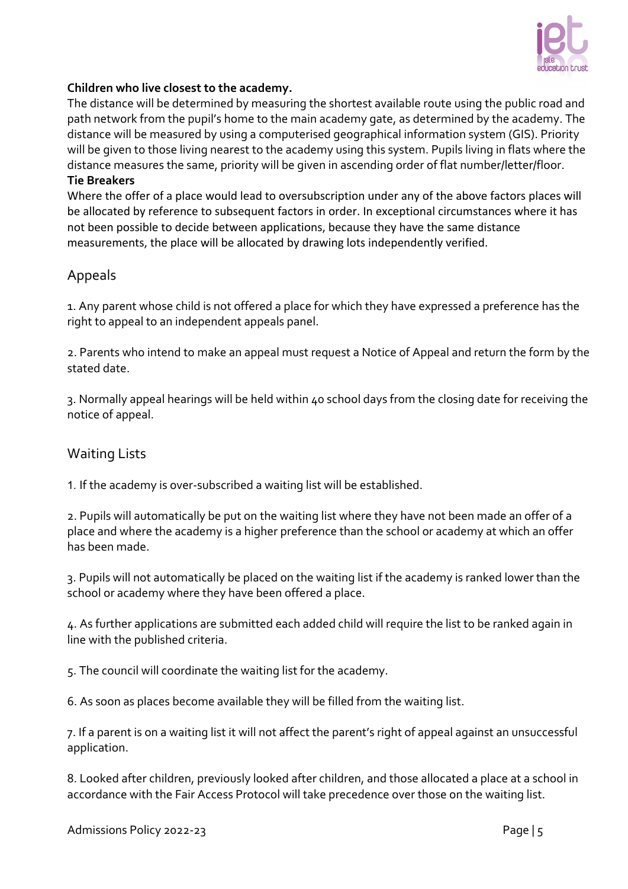**Children who live closest to the academy.**

The distance will be determined by measuring the shortest available route using the public road and path network from the pupil's home to the main academy gate, as determined by the academy. The distance will be measured by using a computerised geographical information system (GIS). Priority will be given to those living nearest to the academy using this system. Pupils living in flats where the distance measures the same, priority will be given in ascending order of flat number/letter/floor.

**Tie Breakers**

Where the offer of a place would lead to oversubscription under any of the above factors places will be allocated by reference to subsequent factors in order. In exceptional circumstances where it has not been possible to decide between applications, because they have the same distance measurements, the place will be allocated by drawing lots independently verified.

## Appeals

1. Any parent whose child is not offered a place for which they have expressed a preference has the right to appeal to an independent appeals panel.

2. Parents who intend to make an appeal must request a Notice of Appeal and return the form by the stated date.

3. Normally appeal hearings will be held within 40 school days from the closing date for receiving the notice of appeal.

## Waiting Lists

1. If the academy is over-subscribed a waiting list will be established.

2. Pupils will automatically be put on the waiting list where they have not been made an offer of a place and where the academy is a higher preference than the school or academy at which an offer has been made.

3. Pupils will not automatically be placed on the waiting list if the academy is ranked lower than the school or academy where they have been offered a place.

4. As further applications are submitted each added child will require the list to be ranked again in line with the published criteria.

5. The council will coordinate the waiting list for the academy.

6. As soon as places become available they will be filled from the waiting list.

7. If a parent is on a waiting list it will not affect the parent's right of appeal against an unsuccessful application.

8. Looked after children, previously looked after children, and those allocated a place at a school in accordance with the Fair Access Protocol will take precedence over those on the waiting list.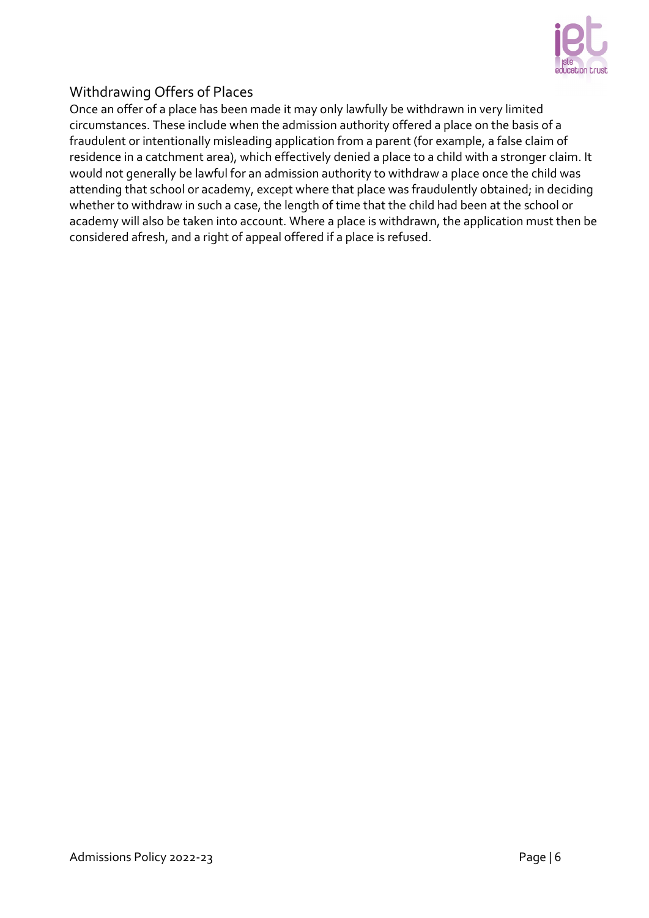## Withdrawing Offers of Places

Once an offer of a place has been made it may only lawfully be withdrawn in very limited circumstances. These include when the admission authority offered a place on the basis of a fraudulent or intentionally misleading application from a parent (for example, a false claim of residence in a catchment area), which effectively denied a place to a child with a stronger claim. It would not generally be lawful for an admission authority to withdraw a place once the child was attending that school or academy, except where that place was fraudulently obtained; in deciding whether to withdraw in such a case, the length of time that the child had been at the school or academy will also be taken into account. Where a place is withdrawn, the application must then be considered afresh, and a right of appeal offered if a place is refused.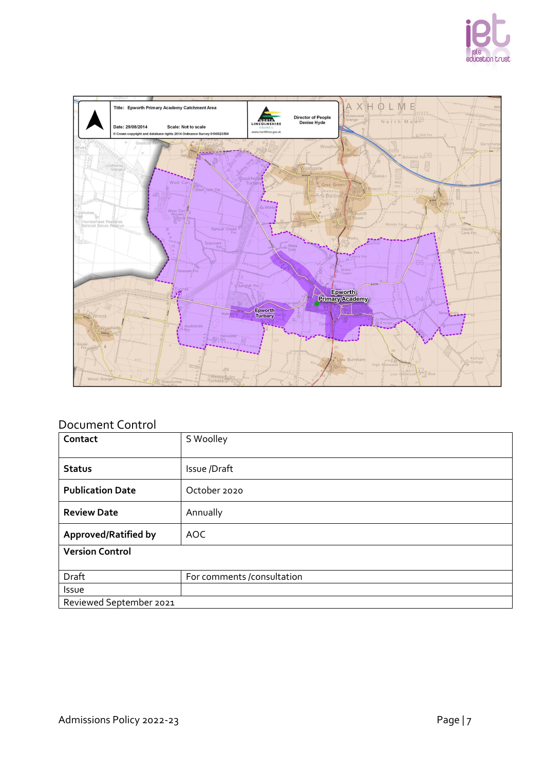Title: Epworth Primary Academy Catchment Area

Date: 29/08/2014 Scale: Not to scale

© Crown copyright and database rights 2014 Ordnance Survey 0100023560

NORTH LINCOLNSHIRE COUNCIL

www.northlincs.gov.uk

Director of People
Denise Hyde

## Document Control

| | |
|---|---|
| **Contact** | S Woolley |
| **Status** | Issue /Draft |
| **Publication Date** | October 2020 |
| **Review Date** | Annually |
| **Approved/Ratified by** | AOC |
| **Version Control** | |
| Draft | For comments /consultation |
| Issue | |
| Reviewed September 2021 | |